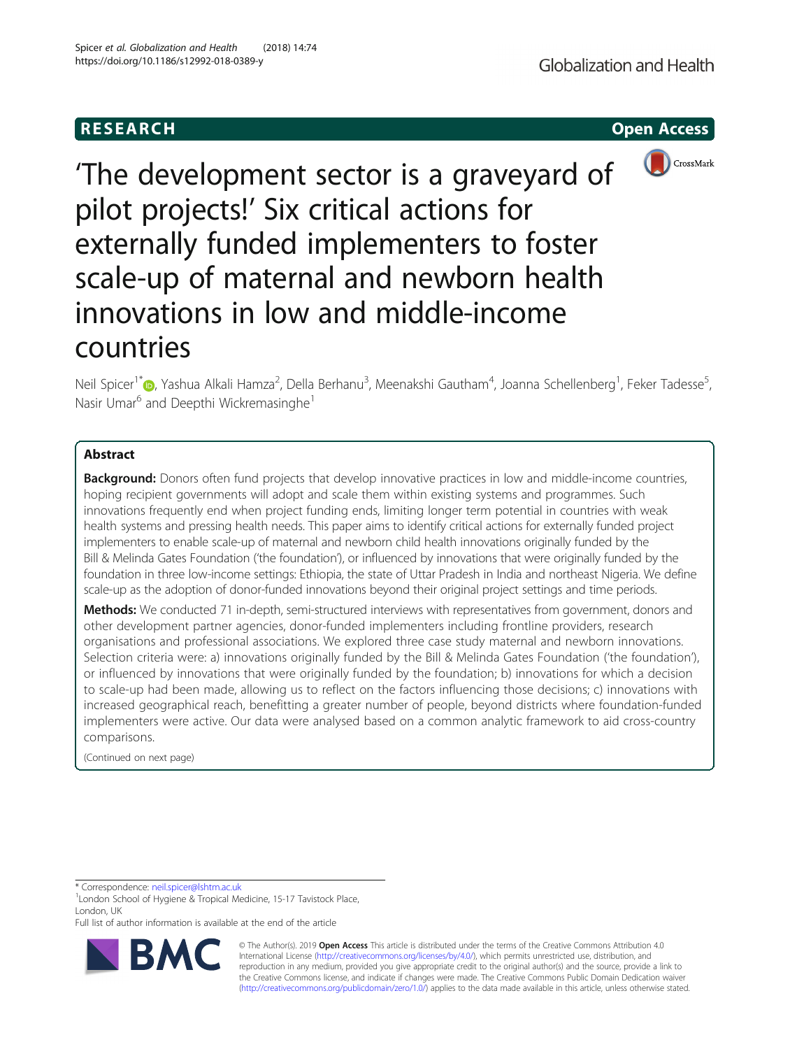RESEARCH

Open Access

# 'The development sector is a graveyard of pilot projects!' Six critical actions for externally funded implementers to foster scale-up of maternal and newborn health innovations in low and middle-income countries

Neil Spicer[1*], Yashua Alkali Hamza[2], Della Berhanu[3], Meenakshi Gautham[4], Joanna Schellenberg[1], Feker Tadesse[5], Nasir Umar[6] and Deepthi Wickremasinghe[1]

## Abstract

**Background:** Donors often fund projects that develop innovative practices in low and middle-income countries, hoping recipient governments will adopt and scale them within existing systems and programmes. Such innovations frequently end when project funding ends, limiting longer term potential in countries with weak health systems and pressing health needs. This paper aims to identify critical actions for externally funded project implementers to enable scale-up of maternal and newborn child health innovations originally funded by the Bill & Melinda Gates Foundation ('the foundation'), or influenced by innovations that were originally funded by the foundation in three low-income settings: Ethiopia, the state of Uttar Pradesh in India and northeast Nigeria. We define scale-up as the adoption of donor-funded innovations beyond their original project settings and time periods.

**Methods:** We conducted 71 in-depth, semi-structured interviews with representatives from government, donors and other development partner agencies, donor-funded implementers including frontline providers, research organisations and professional associations. We explored three case study maternal and newborn innovations. Selection criteria were: a) innovations originally funded by the Bill & Melinda Gates Foundation ('the foundation'), or influenced by innovations that were originally funded by the foundation; b) innovations for which a decision to scale-up had been made, allowing us to reflect on the factors influencing those decisions; c) innovations with increased geographical reach, benefitting a greater number of people, beyond districts where foundation-funded implementers were active. Our data were analysed based on a common analytic framework to aid cross-country comparisons.

(Continued on next page)

\* Correspondence: neil.spicer@lshtm.ac.uk

[1]London School of Hygiene & Tropical Medicine, 15-17 Tavistock Place, London, UK

Full list of author information is available at the end of the article

© The Author(s). 2019 **Open Access** This article is distributed under the terms of the Creative Commons Attribution 4.0 International License (http://creativecommons.org/licenses/by/4.0/), which permits unrestricted use, distribution, and reproduction in any medium, provided you give appropriate credit to the original author(s) and the source, provide a link to the Creative Commons license, and indicate if changes were made. The Creative Commons Public Domain Dedication waiver (http://creativecommons.org/publicdomain/zero/1.0/) applies to the data made available in this article, unless otherwise stated.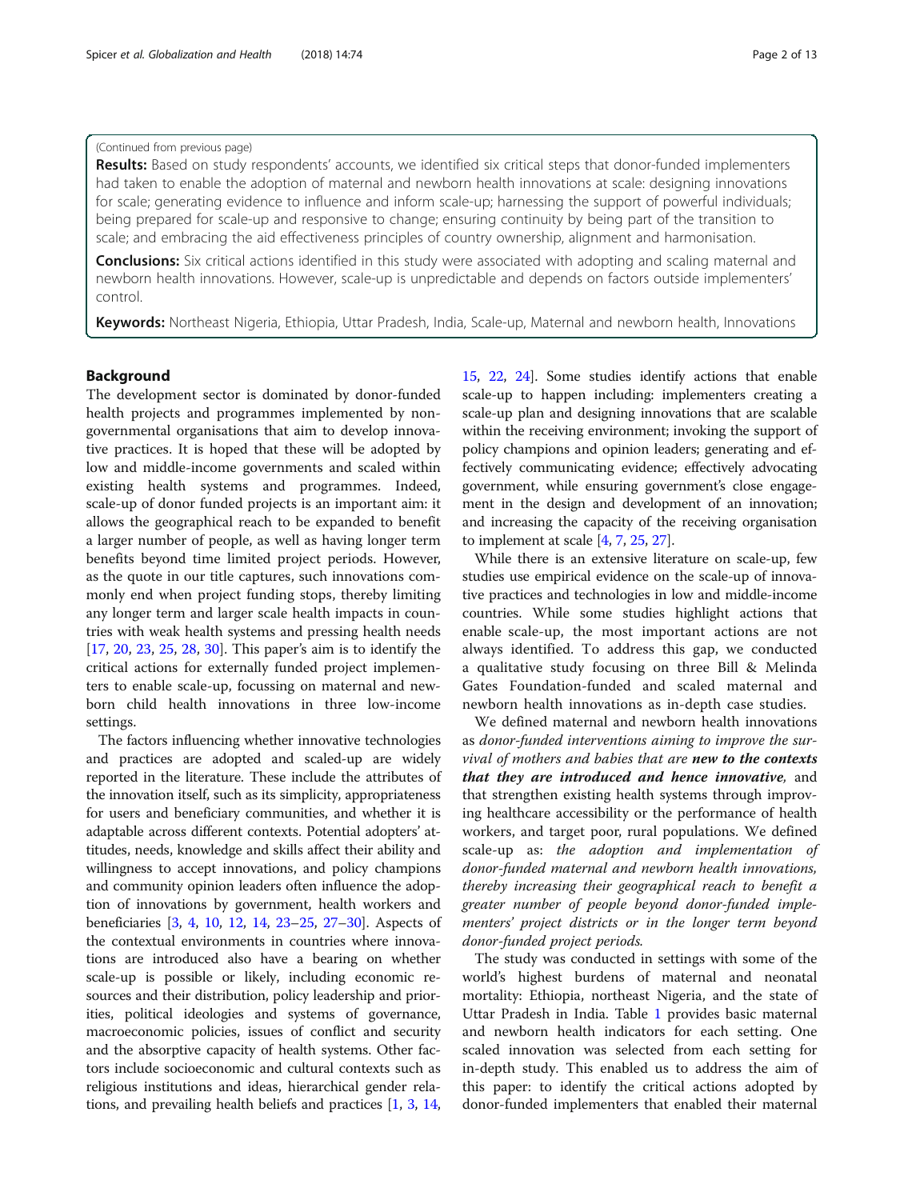(Continued from previous page)

**Results:** Based on study respondents' accounts, we identified six critical steps that donor-funded implementers had taken to enable the adoption of maternal and newborn health innovations at scale: designing innovations for scale; generating evidence to influence and inform scale-up; harnessing the support of powerful individuals; being prepared for scale-up and responsive to change; ensuring continuity by being part of the transition to scale; and embracing the aid effectiveness principles of country ownership, alignment and harmonisation.

**Conclusions:** Six critical actions identified in this study were associated with adopting and scaling maternal and newborn health innovations. However, scale-up is unpredictable and depends on factors outside implementers' control.

**Keywords:** Northeast Nigeria, Ethiopia, Uttar Pradesh, India, Scale-up, Maternal and newborn health, Innovations

## Background

The development sector is dominated by donor-funded health projects and programmes implemented by non-governmental organisations that aim to develop innovative practices. It is hoped that these will be adopted by low and middle-income governments and scaled within existing health systems and programmes. Indeed, scale-up of donor funded projects is an important aim: it allows the geographical reach to be expanded to benefit a larger number of people, as well as having longer term benefits beyond time limited project periods. However, as the quote in our title captures, such innovations commonly end when project funding stops, thereby limiting any longer term and larger scale health impacts in countries with weak health systems and pressing health needs [17, 20, 23, 25, 28, 30]. This paper's aim is to identify the critical actions for externally funded project implementers to enable scale-up, focussing on maternal and newborn child health innovations in three low-income settings.

The factors influencing whether innovative technologies and practices are adopted and scaled-up are widely reported in the literature. These include the attributes of the innovation itself, such as its simplicity, appropriateness for users and beneficiary communities, and whether it is adaptable across different contexts. Potential adopters' attitudes, needs, knowledge and skills affect their ability and willingness to accept innovations, and policy champions and community opinion leaders often influence the adoption of innovations by government, health workers and beneficiaries [3, 4, 10, 12, 14, 23–25, 27–30]. Aspects of the contextual environments in countries where innovations are introduced also have a bearing on whether scale-up is possible or likely, including economic resources and their distribution, policy leadership and priorities, political ideologies and systems of governance, macroeconomic policies, issues of conflict and security and the absorptive capacity of health systems. Other factors include socioeconomic and cultural contexts such as religious institutions and ideas, hierarchical gender relations, and prevailing health beliefs and practices [1, 3, 14, 15, 22, 24]. Some studies identify actions that enable scale-up to happen including: implementers creating a scale-up plan and designing innovations that are scalable within the receiving environment; invoking the support of policy champions and opinion leaders; generating and effectively communicating evidence; effectively advocating government, while ensuring government's close engagement in the design and development of an innovation; and increasing the capacity of the receiving organisation to implement at scale [4, 7, 25, 27].

While there is an extensive literature on scale-up, few studies use empirical evidence on the scale-up of innovative practices and technologies in low and middle-income countries. While some studies highlight actions that enable scale-up, the most important actions are not always identified. To address this gap, we conducted a qualitative study focusing on three Bill & Melinda Gates Foundation-funded and scaled maternal and newborn health innovations as in-depth case studies.

We defined maternal and newborn health innovations as *donor-funded interventions aiming to improve the survival of mothers and babies that are* ***new to the contexts that they are introduced and hence innovative****,* and that strengthen existing health systems through improving healthcare accessibility or the performance of health workers, and target poor, rural populations. We defined scale-up as: *the adoption and implementation of donor-funded maternal and newborn health innovations, thereby increasing their geographical reach to benefit a greater number of people beyond donor-funded implementers' project districts or in the longer term beyond donor-funded project periods*.

The study was conducted in settings with some of the world's highest burdens of maternal and neonatal mortality: Ethiopia, northeast Nigeria, and the state of Uttar Pradesh in India. Table 1 provides basic maternal and newborn health indicators for each setting. One scaled innovation was selected from each setting for in-depth study. This enabled us to address the aim of this paper: to identify the critical actions adopted by donor-funded implementers that enabled their maternal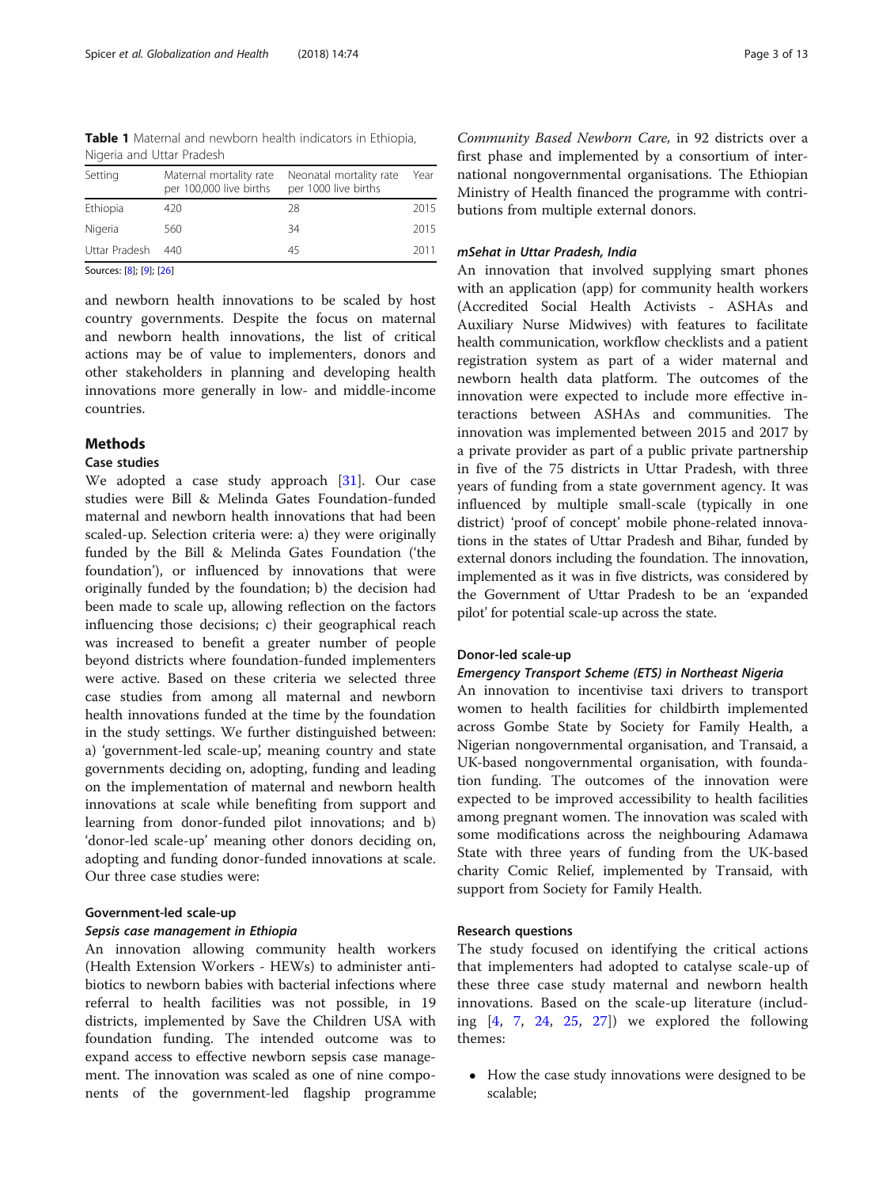**Table 1** Maternal and newborn health indicators in Ethiopia, Nigeria and Uttar Pradesh

| Setting | Maternal mortality rate per 100,000 live births | Neonatal mortality rate per 1000 live births | Year |
|---|---|---|---|
| Ethiopia | 420 | 28 | 2015 |
| Nigeria | 560 | 34 | 2015 |
| Uttar Pradesh | 440 | 45 | 2011 |

Sources: [8]; [9]; [26]

and newborn health innovations to be scaled by host country governments. Despite the focus on maternal and newborn health innovations, the list of critical actions may be of value to implementers, donors and other stakeholders in planning and developing health innovations more generally in low- and middle-income countries.

## Methods

### Case studies

We adopted a case study approach [31]. Our case studies were Bill & Melinda Gates Foundation-funded maternal and newborn health innovations that had been scaled-up. Selection criteria were: a) they were originally funded by the Bill & Melinda Gates Foundation ('the foundation'), or influenced by innovations that were originally funded by the foundation; b) the decision had been made to scale up, allowing reflection on the factors influencing those decisions; c) their geographical reach was increased to benefit a greater number of people beyond districts where foundation-funded implementers were active. Based on these criteria we selected three case studies from among all maternal and newborn health innovations funded at the time by the foundation in the study settings. We further distinguished between: a) 'government-led scale-up', meaning country and state governments deciding on, adopting, funding and leading on the implementation of maternal and newborn health innovations at scale while benefiting from support and learning from donor-funded pilot innovations; and b) 'donor-led scale-up' meaning other donors deciding on, adopting and funding donor-funded innovations at scale. Our three case studies were:

### Government-led scale-up

#### *Sepsis case management in Ethiopia*

An innovation allowing community health workers (Health Extension Workers - HEWs) to administer antibiotics to newborn babies with bacterial infections where referral to health facilities was not possible, in 19 districts, implemented by Save the Children USA with foundation funding. The intended outcome was to expand access to effective newborn sepsis case management. The innovation was scaled as one of nine components of the government-led flagship programme *Community Based Newborn Care*, in 92 districts over a first phase and implemented by a consortium of international nongovernmental organisations. The Ethiopian Ministry of Health financed the programme with contributions from multiple external donors.

#### *mSehat in Uttar Pradesh, India*

An innovation that involved supplying smart phones with an application (app) for community health workers (Accredited Social Health Activists - ASHAs and Auxiliary Nurse Midwives) with features to facilitate health communication, workflow checklists and a patient registration system as part of a wider maternal and newborn health data platform. The outcomes of the innovation were expected to include more effective interactions between ASHAs and communities. The innovation was implemented between 2015 and 2017 by a private provider as part of a public private partnership in five of the 75 districts in Uttar Pradesh, with three years of funding from a state government agency. It was influenced by multiple small-scale (typically in one district) 'proof of concept' mobile phone-related innovations in the states of Uttar Pradesh and Bihar, funded by external donors including the foundation. The innovation, implemented as it was in five districts, was considered by the Government of Uttar Pradesh to be an 'expanded pilot' for potential scale-up across the state.

### Donor-led scale-up

#### *Emergency Transport Scheme (ETS) in Northeast Nigeria*

An innovation to incentivise taxi drivers to transport women to health facilities for childbirth implemented across Gombe State by Society for Family Health, a Nigerian nongovernmental organisation, and Transaid, a UK-based nongovernmental organisation, with foundation funding. The outcomes of the innovation were expected to be improved accessibility to health facilities among pregnant women. The innovation was scaled with some modifications across the neighbouring Adamawa State with three years of funding from the UK-based charity Comic Relief, implemented by Transaid, with support from Society for Family Health.

### Research questions

The study focused on identifying the critical actions that implementers had adopted to catalyse scale-up of these three case study maternal and newborn health innovations. Based on the scale-up literature (including [4, 7, 24, 25, 27]) we explored the following themes:

- How the case study innovations were designed to be scalable;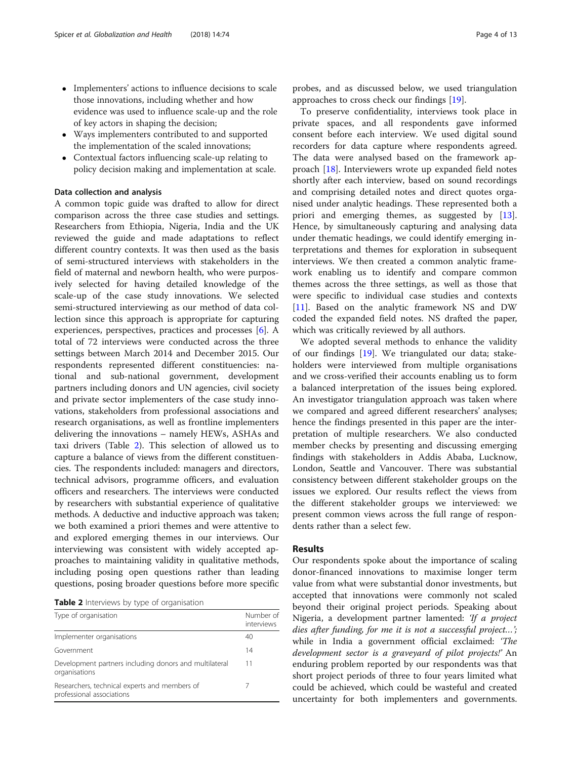- Implementers' actions to influence decisions to scale those innovations, including whether and how evidence was used to influence scale-up and the role of key actors in shaping the decision;
- Ways implementers contributed to and supported the implementation of the scaled innovations;
- Contextual factors influencing scale-up relating to policy decision making and implementation at scale.

### Data collection and analysis

A common topic guide was drafted to allow for direct comparison across the three case studies and settings. Researchers from Ethiopia, Nigeria, India and the UK reviewed the guide and made adaptations to reflect different country contexts. It was then used as the basis of semi-structured interviews with stakeholders in the field of maternal and newborn health, who were purposively selected for having detailed knowledge of the scale-up of the case study innovations. We selected semi-structured interviewing as our method of data collection since this approach is appropriate for capturing experiences, perspectives, practices and processes [6]. A total of 72 interviews were conducted across the three settings between March 2014 and December 2015. Our respondents represented different constituencies: national and sub-national government, development partners including donors and UN agencies, civil society and private sector implementers of the case study innovations, stakeholders from professional associations and research organisations, as well as frontline implementers delivering the innovations – namely HEWs, ASHAs and taxi drivers (Table 2). This selection of allowed us to capture a balance of views from the different constituencies. The respondents included: managers and directors, technical advisors, programme officers, and evaluation officers and researchers. The interviews were conducted by researchers with substantial experience of qualitative methods. A deductive and inductive approach was taken; we both examined a priori themes and were attentive to and explored emerging themes in our interviews. Our interviewing was consistent with widely accepted approaches to maintaining validity in qualitative methods, including posing open questions rather than leading questions, posing broader questions before more specific probes, and as discussed below, we used triangulation approaches to cross check our findings [19].

**Table 2** Interviews by type of organisation

| Type of organisation | Number of interviews |
|---|---|
| Implementer organisations | 40 |
| Government | 14 |
| Development partners including donors and multilateral organisations | 11 |
| Researchers, technical experts and members of professional associations | 7 |

To preserve confidentiality, interviews took place in private spaces, and all respondents gave informed consent before each interview. We used digital sound recorders for data capture where respondents agreed. The data were analysed based on the framework approach [18]. Interviewers wrote up expanded field notes shortly after each interview, based on sound recordings and comprising detailed notes and direct quotes organised under analytic headings. These represented both a priori and emerging themes, as suggested by [13]. Hence, by simultaneously capturing and analysing data under thematic headings, we could identify emerging interpretations and themes for exploration in subsequent interviews. We then created a common analytic framework enabling us to identify and compare common themes across the three settings, as well as those that were specific to individual case studies and contexts [11]. Based on the analytic framework NS and DW coded the expanded field notes. NS drafted the paper, which was critically reviewed by all authors.

We adopted several methods to enhance the validity of our findings [19]. We triangulated our data; stakeholders were interviewed from multiple organisations and we cross-verified their accounts enabling us to form a balanced interpretation of the issues being explored. An investigator triangulation approach was taken where we compared and agreed different researchers' analyses; hence the findings presented in this paper are the interpretation of multiple researchers. We also conducted member checks by presenting and discussing emerging findings with stakeholders in Addis Ababa, Lucknow, London, Seattle and Vancouver. There was substantial consistency between different stakeholder groups on the issues we explored. Our results reflect the views from the different stakeholder groups we interviewed: we present common views across the full range of respondents rather than a select few.

## Results

Our respondents spoke about the importance of scaling donor-financed innovations to maximise longer term value from what were substantial donor investments, but accepted that innovations were commonly not scaled beyond their original project periods. Speaking about Nigeria, a development partner lamented: *'If a project dies after funding, for me it is not a successful project…'*; while in India a government official exclaimed: *'The development sector is a graveyard of pilot projects!'* An enduring problem reported by our respondents was that short project periods of three to four years limited what could be achieved, which could be wasteful and created uncertainty for both implementers and governments.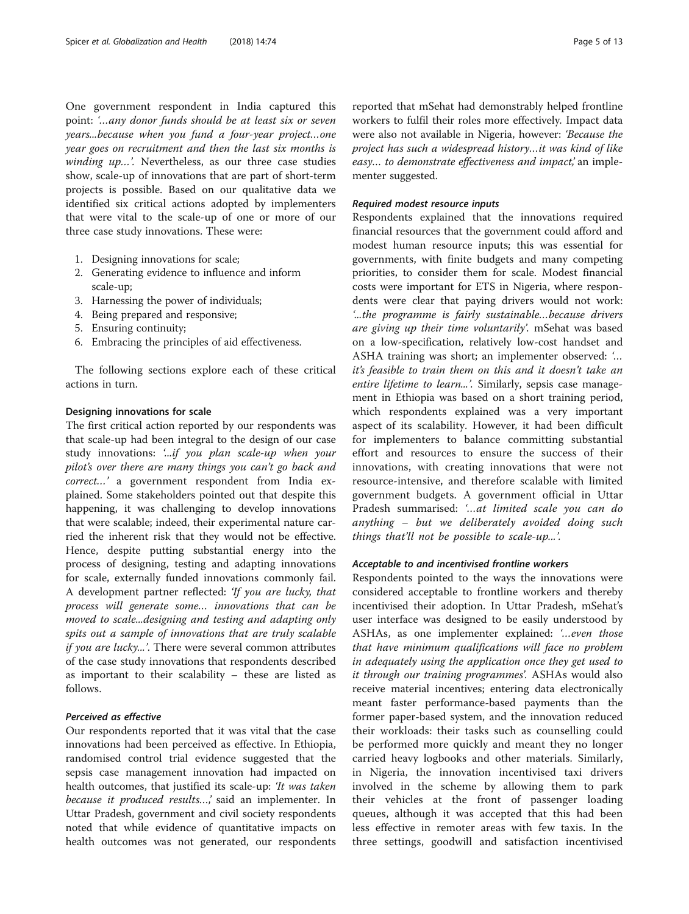One government respondent in India captured this point: *'…any donor funds should be at least six or seven years...because when you fund a four-year project…one year goes on recruitment and then the last six months is winding up…'*. Nevertheless, as our three case studies show, scale-up of innovations that are part of short-term projects is possible. Based on our qualitative data we identified six critical actions adopted by implementers that were vital to the scale-up of one or more of our three case study innovations. These were:

1. Designing innovations for scale;
2. Generating evidence to influence and inform scale-up;
3. Harnessing the power of individuals;
4. Being prepared and responsive;
5. Ensuring continuity;
6. Embracing the principles of aid effectiveness.

The following sections explore each of these critical actions in turn.

### Designing innovations for scale

The first critical action reported by our respondents was that scale-up had been integral to the design of our case study innovations: *'...if you plan scale-up when your pilot's over there are many things you can't go back and correct…'* a government respondent from India explained. Some stakeholders pointed out that despite this happening, it was challenging to develop innovations that were scalable; indeed, their experimental nature carried the inherent risk that they would not be effective. Hence, despite putting substantial energy into the process of designing, testing and adapting innovations for scale, externally funded innovations commonly fail. A development partner reflected: *'If you are lucky, that process will generate some… innovations that can be moved to scale...designing and testing and adapting only spits out a sample of innovations that are truly scalable if you are lucky...'*. There were several common attributes of the case study innovations that respondents described as important to their scalability – these are listed as follows.

#### *Perceived as effective*

Our respondents reported that it was vital that the case innovations had been perceived as effective. In Ethiopia, randomised control trial evidence suggested that the sepsis case management innovation had impacted on health outcomes, that justified its scale-up: *'It was taken because it produced results…,'* said an implementer. In Uttar Pradesh, government and civil society respondents noted that while evidence of quantitative impacts on health outcomes was not generated, our respondents reported that mSehat had demonstrably helped frontline workers to fulfil their roles more effectively. Impact data were also not available in Nigeria, however: *'Because the project has such a widespread history…it was kind of like easy… to demonstrate effectiveness and impact,'* an implementer suggested.

#### *Required modest resource inputs*

Respondents explained that the innovations required financial resources that the government could afford and modest human resource inputs; this was essential for governments, with finite budgets and many competing priorities, to consider them for scale. Modest financial costs were important for ETS in Nigeria, where respondents were clear that paying drivers would not work: *'...the programme is fairly sustainable…because drivers are giving up their time voluntarily'*. mSehat was based on a low-specification, relatively low-cost handset and ASHA training was short; an implementer observed: *'…it's feasible to train them on this and it doesn't take an entire lifetime to learn...'*. Similarly, sepsis case management in Ethiopia was based on a short training period, which respondents explained was a very important aspect of its scalability. However, it had been difficult for implementers to balance committing substantial effort and resources to ensure the success of their innovations, with creating innovations that were not resource-intensive, and therefore scalable with limited government budgets. A government official in Uttar Pradesh summarised: *'…at limited scale you can do anything – but we deliberately avoided doing such things that'll not be possible to scale-up...'*.

#### *Acceptable to and incentivised frontline workers*

Respondents pointed to the ways the innovations were considered acceptable to frontline workers and thereby incentivised their adoption. In Uttar Pradesh, mSehat's user interface was designed to be easily understood by ASHAs, as one implementer explained: *'…even those that have minimum qualifications will face no problem in adequately using the application once they get used to it through our training programmes'*. ASHAs would also receive material incentives; entering data electronically meant faster performance-based payments than the former paper-based system, and the innovation reduced their workloads: their tasks such as counselling could be performed more quickly and meant they no longer carried heavy logbooks and other materials. Similarly, in Nigeria, the innovation incentivised taxi drivers involved in the scheme by allowing them to park their vehicles at the front of passenger loading queues, although it was accepted that this had been less effective in remoter areas with few taxis. In the three settings, goodwill and satisfaction incentivised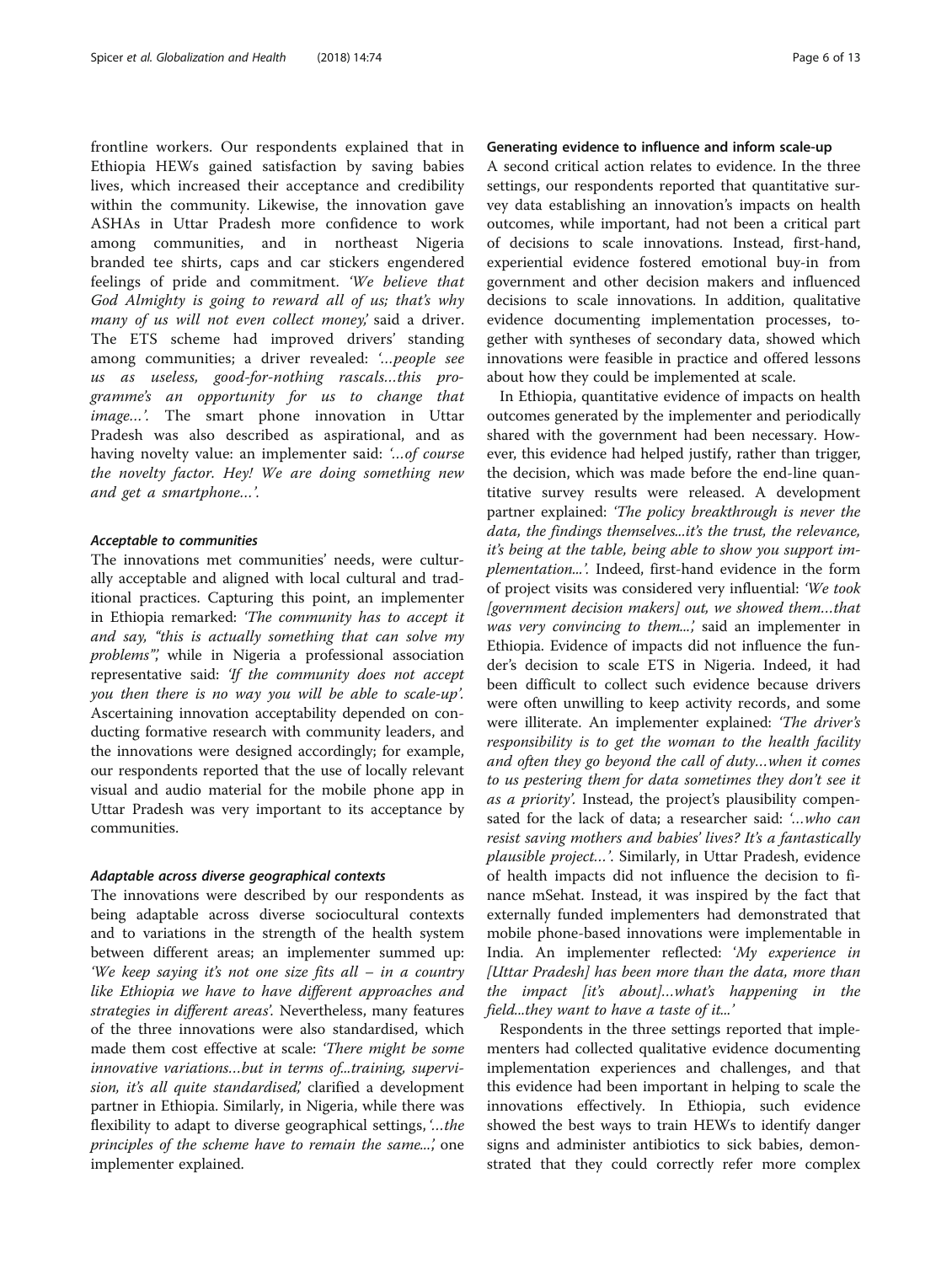frontline workers. Our respondents explained that in Ethiopia HEWs gained satisfaction by saving babies lives, which increased their acceptance and credibility within the community. Likewise, the innovation gave ASHAs in Uttar Pradesh more confidence to work among communities, and in northeast Nigeria branded tee shirts, caps and car stickers engendered feelings of pride and commitment. *'We believe that God Almighty is going to reward all of us; that's why many of us will not even collect money,'* said a driver. The ETS scheme had improved drivers' standing among communities; a driver revealed: *'…people see us as useless, good-for-nothing rascals…this programme's an opportunity for us to change that image…'*. The smart phone innovation in Uttar Pradesh was also described as aspirational, and as having novelty value: an implementer said: *'…of course the novelty factor. Hey! We are doing something new and get a smartphone…'*.

#### Acceptable to communities

The innovations met communities' needs, were culturally acceptable and aligned with local cultural and traditional practices. Capturing this point, an implementer in Ethiopia remarked: *'The community has to accept it and say, "this is actually something that can solve my problems"'*, while in Nigeria a professional association representative said: *'If the community does not accept you then there is no way you will be able to scale-up'*. Ascertaining innovation acceptability depended on conducting formative research with community leaders, and the innovations were designed accordingly; for example, our respondents reported that the use of locally relevant visual and audio material for the mobile phone app in Uttar Pradesh was very important to its acceptance by communities.

#### Adaptable across diverse geographical contexts

The innovations were described by our respondents as being adaptable across diverse sociocultural contexts and to variations in the strength of the health system between different areas; an implementer summed up: *'We keep saying it's not one size fits all – in a country like Ethiopia we have to have different approaches and strategies in different areas'*. Nevertheless, many features of the three innovations were also standardised, which made them cost effective at scale: *'There might be some innovative variations…but in terms of...training, supervision, it's all quite standardised,'* clarified a development partner in Ethiopia. Similarly, in Nigeria, while there was flexibility to adapt to diverse geographical settings, *'…the principles of the scheme have to remain the same...,'* one implementer explained.

### Generating evidence to influence and inform scale-up

A second critical action relates to evidence. In the three settings, our respondents reported that quantitative survey data establishing an innovation's impacts on health outcomes, while important, had not been a critical part of decisions to scale innovations. Instead, first-hand, experiential evidence fostered emotional buy-in from government and other decision makers and influenced decisions to scale innovations. In addition, qualitative evidence documenting implementation processes, together with syntheses of secondary data, showed which innovations were feasible in practice and offered lessons about how they could be implemented at scale.

In Ethiopia, quantitative evidence of impacts on health outcomes generated by the implementer and periodically shared with the government had been necessary. However, this evidence had helped justify, rather than trigger, the decision, which was made before the end-line quantitative survey results were released. A development partner explained: *'The policy breakthrough is never the data, the findings themselves...it's the trust, the relevance, it's being at the table, being able to show you support implementation...'*. Indeed, first-hand evidence in the form of project visits was considered very influential: *'We took [government decision makers] out, we showed them…that was very convincing to them...,'* said an implementer in Ethiopia. Evidence of impacts did not influence the funder's decision to scale ETS in Nigeria. Indeed, it had been difficult to collect such evidence because drivers were often unwilling to keep activity records, and some were illiterate. An implementer explained: *'The driver's responsibility is to get the woman to the health facility and often they go beyond the call of duty…when it comes to us pestering them for data sometimes they don't see it as a priority'*. Instead, the project's plausibility compensated for the lack of data; a researcher said: *'…who can resist saving mothers and babies' lives? It's a fantastically plausible project…'*. Similarly, in Uttar Pradesh, evidence of health impacts did not influence the decision to finance mSehat. Instead, it was inspired by the fact that externally funded implementers had demonstrated that mobile phone-based innovations were implementable in India. An implementer reflected: *'My experience in [Uttar Pradesh] has been more than the data, more than the impact [it's about]…what's happening in the field...they want to have a taste of it...'*

Respondents in the three settings reported that implementers had collected qualitative evidence documenting implementation experiences and challenges, and that this evidence had been important in helping to scale the innovations effectively. In Ethiopia, such evidence showed the best ways to train HEWs to identify danger signs and administer antibiotics to sick babies, demonstrated that they could correctly refer more complex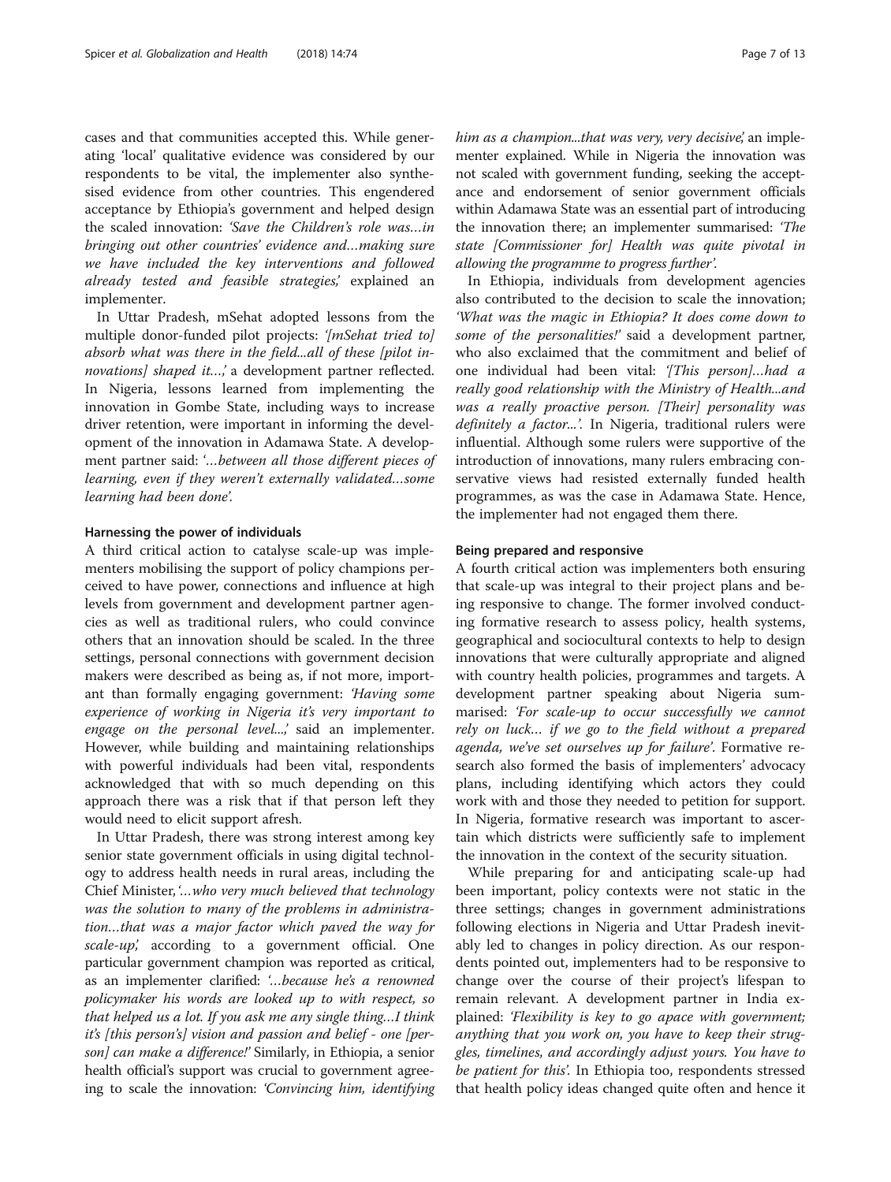cases and that communities accepted this. While generating 'local' qualitative evidence was considered by our respondents to be vital, the implementer also synthesised evidence from other countries. This engendered acceptance by Ethiopia's government and helped design the scaled innovation: *'Save the Children's role was…in bringing out other countries' evidence and…making sure we have included the key interventions and followed already tested and feasible strategies,'* explained an implementer.

In Uttar Pradesh, mSehat adopted lessons from the multiple donor-funded pilot projects: *'[mSehat tried to] absorb what was there in the field...all of these [pilot innovations] shaped it…,'* a development partner reflected. In Nigeria, lessons learned from implementing the innovation in Gombe State, including ways to increase driver retention, were important in informing the development of the innovation in Adamawa State. A development partner said: *'…between all those different pieces of learning, even if they weren't externally validated…some learning had been done'.*

#### Harnessing the power of individuals

A third critical action to catalyse scale-up was implementers mobilising the support of policy champions perceived to have power, connections and influence at high levels from government and development partner agencies as well as traditional rulers, who could convince others that an innovation should be scaled. In the three settings, personal connections with government decision makers were described as being as, if not more, important than formally engaging government: *'Having some experience of working in Nigeria it's very important to engage on the personal level...,'* said an implementer. However, while building and maintaining relationships with powerful individuals had been vital, respondents acknowledged that with so much depending on this approach there was a risk that if that person left they would need to elicit support afresh.

In Uttar Pradesh, there was strong interest among key senior state government officials in using digital technology to address health needs in rural areas, including the Chief Minister, *'…who very much believed that technology was the solution to many of the problems in administration…that was a major factor which paved the way for scale-up',* according to a government official. One particular government champion was reported as critical, as an implementer clarified: *'…because he's a renowned policymaker his words are looked up to with respect, so that helped us a lot. If you ask me any single thing…I think it's [this person's] vision and passion and belief - one [person] can make a difference!'* Similarly, in Ethiopia, a senior health official's support was crucial to government agreeing to scale the innovation: *'Convincing him, identifying him as a champion...that was very, very decisive',* an implementer explained. While in Nigeria the innovation was not scaled with government funding, seeking the acceptance and endorsement of senior government officials within Adamawa State was an essential part of introducing the innovation there; an implementer summarised: *'The state [Commissioner for] Health was quite pivotal in allowing the programme to progress further'.*

In Ethiopia, individuals from development agencies also contributed to the decision to scale the innovation; *'What was the magic in Ethiopia? It does come down to some of the personalities!'* said a development partner, who also exclaimed that the commitment and belief of one individual had been vital: *'[This person]…had a really good relationship with the Ministry of Health...and was a really proactive person. [Their] personality was definitely a factor...'.* In Nigeria, traditional rulers were influential. Although some rulers were supportive of the introduction of innovations, many rulers embracing conservative views had resisted externally funded health programmes, as was the case in Adamawa State. Hence, the implementer had not engaged them there.

#### Being prepared and responsive

A fourth critical action was implementers both ensuring that scale-up was integral to their project plans and being responsive to change. The former involved conducting formative research to assess policy, health systems, geographical and sociocultural contexts to help to design innovations that were culturally appropriate and aligned with country health policies, programmes and targets. A development partner speaking about Nigeria summarised: *'For scale-up to occur successfully we cannot rely on luck… if we go to the field without a prepared agenda, we've set ourselves up for failure'.* Formative research also formed the basis of implementers' advocacy plans, including identifying which actors they could work with and those they needed to petition for support. In Nigeria, formative research was important to ascertain which districts were sufficiently safe to implement the innovation in the context of the security situation.

While preparing for and anticipating scale-up had been important, policy contexts were not static in the three settings; changes in government administrations following elections in Nigeria and Uttar Pradesh inevitably led to changes in policy direction. As our respondents pointed out, implementers had to be responsive to change over the course of their project's lifespan to remain relevant. A development partner in India explained: *'Flexibility is key to go apace with government; anything that you work on, you have to keep their struggles, timelines, and accordingly adjust yours. You have to be patient for this'.* In Ethiopia too, respondents stressed that health policy ideas changed quite often and hence it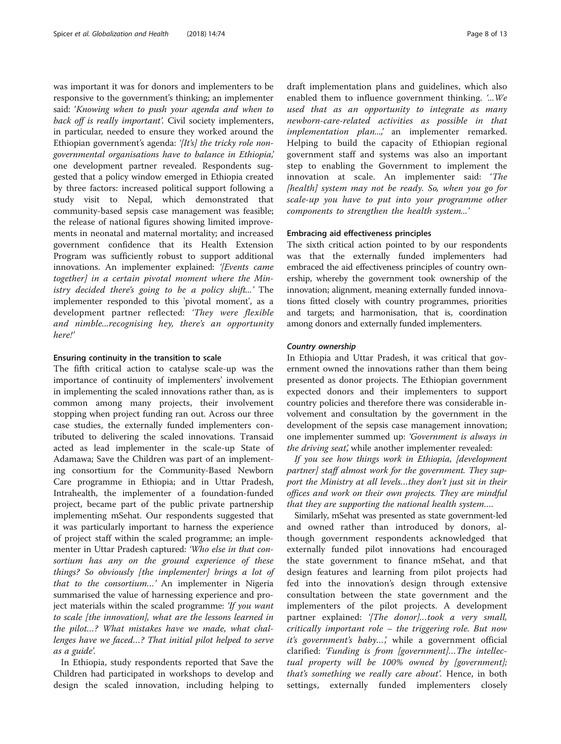was important it was for donors and implementers to be responsive to the government's thinking; an implementer said: *'Knowing when to push your agenda and when to back off is really important'*. Civil society implementers, in particular, needed to ensure they worked around the Ethiopian government's agenda: *'[It's] the tricky role non-governmental organisations have to balance in Ethiopia,'* one development partner revealed. Respondents suggested that a policy window emerged in Ethiopia created by three factors: increased political support following a study visit to Nepal, which demonstrated that community-based sepsis case management was feasible; the release of national figures showing limited improvements in neonatal and maternal mortality; and increased government confidence that its Health Extension Program was sufficiently robust to support additional innovations. An implementer explained: *'[Events came together] in a certain pivotal moment where the Ministry decided there's going to be a policy shift...'* The implementer responded to this 'pivotal moment', as a development partner reflected: *'They were flexible and nimble...recognising hey, there's an opportunity here!'*

#### Ensuring continuity in the transition to scale

The fifth critical action to catalyse scale-up was the importance of continuity of implementers' involvement in implementing the scaled innovations rather than, as is common among many projects, their involvement stopping when project funding ran out. Across our three case studies, the externally funded implementers contributed to delivering the scaled innovations. Transaid acted as lead implementer in the scale-up State of Adamawa; Save the Children was part of an implementing consortium for the Community-Based Newborn Care programme in Ethiopia; and in Uttar Pradesh, Intrahealth, the implementer of a foundation-funded project, became part of the public private partnership implementing mSehat. Our respondents suggested that it was particularly important to harness the experience of project staff within the scaled programme; an implementer in Uttar Pradesh captured: *'Who else in that consortium has any on the ground experience of these things? So obviously [the implementer] brings a lot of that to the consortium…'* An implementer in Nigeria summarised the value of harnessing experience and project materials within the scaled programme: *'If you want to scale [the innovation], what are the lessons learned in the pilot…? What mistakes have we made, what challenges have we faced…? That initial pilot helped to serve as a guide'.*

In Ethiopia, study respondents reported that Save the Children had participated in workshops to develop and design the scaled innovation, including helping to draft implementation plans and guidelines, which also enabled them to influence government thinking. *'...We used that as an opportunity to integrate as many newborn-care-related activities as possible in that implementation plan...,'* an implementer remarked. Helping to build the capacity of Ethiopian regional government staff and systems was also an important step to enabling the Government to implement the innovation at scale. An implementer said: *'The [health] system may not be ready. So, when you go for scale-up you have to put into your programme other components to strengthen the health system...'*

#### Embracing aid effectiveness principles

The sixth critical action pointed to by our respondents was that the externally funded implementers had embraced the aid effectiveness principles of country ownership, whereby the government took ownership of the innovation; alignment, meaning externally funded innovations fitted closely with country programmes, priorities and targets; and harmonisation, that is, coordination among donors and externally funded implementers.

##### *Country ownership*

In Ethiopia and Uttar Pradesh, it was critical that government owned the innovations rather than them being presented as donor projects. The Ethiopian government expected donors and their implementers to support country policies and therefore there was considerable involvement and consultation by the government in the development of the sepsis case management innovation; one implementer summed up: *'Government is always in the driving seat',* while another implementer revealed:

*If you see how things work in Ethiopia, [development partner] staff almost work for the government. They support the Ministry at all levels…they don't just sit in their offices and work on their own projects. They are mindful that they are supporting the national health system….*

Similarly, mSehat was presented as state government-led and owned rather than introduced by donors, although government respondents acknowledged that externally funded pilot innovations had encouraged the state government to finance mSehat, and that design features and learning from pilot projects had fed into the innovation's design through extensive consultation between the state government and the implementers of the pilot projects. A development partner explained: *'[The donor]…took a very small, critically important role – the triggering role. But now it's government's baby…',* while a government official clarified: *'Funding is from [government]…The intellectual property will be 100% owned by [government]; that's something we really care about'.* Hence, in both settings, externally funded implementers closely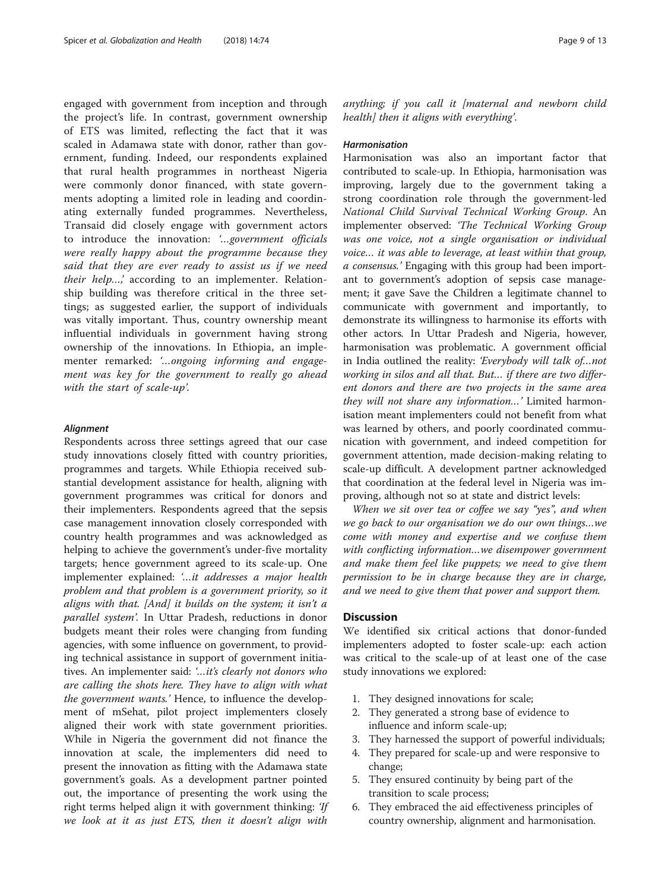engaged with government from inception and through the project's life. In contrast, government ownership of ETS was limited, reflecting the fact that it was scaled in Adamawa state with donor, rather than government, funding. Indeed, our respondents explained that rural health programmes in northeast Nigeria were commonly donor financed, with state governments adopting a limited role in leading and coordinating externally funded programmes. Nevertheless, Transaid did closely engage with government actors to introduce the innovation: *'…government officials were really happy about the programme because they said that they are ever ready to assist us if we need their help…'*, according to an implementer. Relationship building was therefore critical in the three settings; as suggested earlier, the support of individuals was vitally important. Thus, country ownership meant influential individuals in government having strong ownership of the innovations. In Ethiopia, an implementer remarked: *'…ongoing informing and engagement was key for the government to really go ahead with the start of scale-up'*.

#### Alignment

Respondents across three settings agreed that our case study innovations closely fitted with country priorities, programmes and targets. While Ethiopia received substantial development assistance for health, aligning with government programmes was critical for donors and their implementers. Respondents agreed that the sepsis case management innovation closely corresponded with country health programmes and was acknowledged as helping to achieve the government's under-five mortality targets; hence government agreed to its scale-up. One implementer explained: *'…it addresses a major health problem and that problem is a government priority, so it aligns with that. [And] it builds on the system; it isn't a parallel system'*. In Uttar Pradesh, reductions in donor budgets meant their roles were changing from funding agencies, with some influence on government, to providing technical assistance in support of government initiatives. An implementer said: *'…it's clearly not donors who are calling the shots here. They have to align with what the government wants.'* Hence, to influence the development of mSehat, pilot project implementers closely aligned their work with state government priorities. While in Nigeria the government did not finance the innovation at scale, the implementers did need to present the innovation as fitting with the Adamawa state government's goals. As a development partner pointed out, the importance of presenting the work using the right terms helped align it with government thinking: *'If we look at it as just ETS, then it doesn't align with anything; if you call it [maternal and newborn child health] then it aligns with everything'*.

#### Harmonisation

Harmonisation was also an important factor that contributed to scale-up. In Ethiopia, harmonisation was improving, largely due to the government taking a strong coordination role through the government-led *National Child Survival Technical Working Group*. An implementer observed: *'The Technical Working Group was one voice, not a single organisation or individual voice… it was able to leverage, at least within that group, a consensus.'* Engaging with this group had been important to government's adoption of sepsis case management; it gave Save the Children a legitimate channel to communicate with government and importantly, to demonstrate its willingness to harmonise its efforts with other actors. In Uttar Pradesh and Nigeria, however, harmonisation was problematic. A government official in India outlined the reality: *'Everybody will talk of…not working in silos and all that. But… if there are two different donors and there are two projects in the same area they will not share any information…'* Limited harmonisation meant implementers could not benefit from what was learned by others, and poorly coordinated communication with government, and indeed competition for government attention, made decision-making relating to scale-up difficult. A development partner acknowledged that coordination at the federal level in Nigeria was improving, although not so at state and district levels:

*When we sit over tea or coffee we say "yes", and when we go back to our organisation we do our own things…we come with money and expertise and we confuse them with conflicting information…we disempower government and make them feel like puppets; we need to give them permission to be in charge because they are in charge, and we need to give them that power and support them.*

## Discussion

We identified six critical actions that donor-funded implementers adopted to foster scale-up: each action was critical to the scale-up of at least one of the case study innovations we explored:

1. They designed innovations for scale;
2. They generated a strong base of evidence to influence and inform scale-up;
3. They harnessed the support of powerful individuals;
4. They prepared for scale-up and were responsive to change;
5. They ensured continuity by being part of the transition to scale process;
6. They embraced the aid effectiveness principles of country ownership, alignment and harmonisation.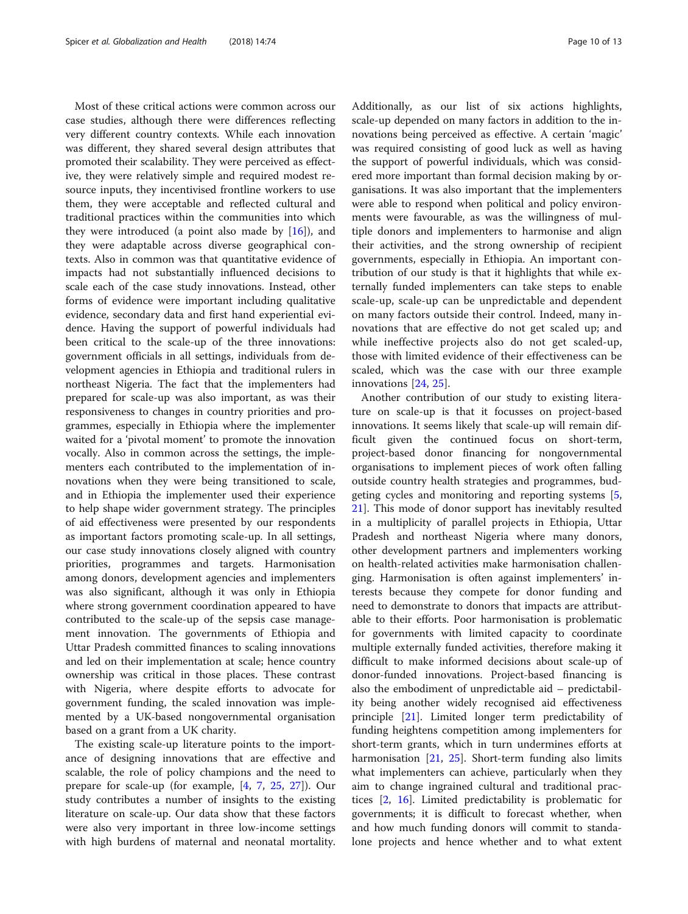Most of these critical actions were common across our case studies, although there were differences reflecting very different country contexts. While each innovation was different, they shared several design attributes that promoted their scalability. They were perceived as effective, they were relatively simple and required modest resource inputs, they incentivised frontline workers to use them, they were acceptable and reflected cultural and traditional practices within the communities into which they were introduced (a point also made by [16]), and they were adaptable across diverse geographical contexts. Also in common was that quantitative evidence of impacts had not substantially influenced decisions to scale each of the case study innovations. Instead, other forms of evidence were important including qualitative evidence, secondary data and first hand experiential evidence. Having the support of powerful individuals had been critical to the scale-up of the three innovations: government officials in all settings, individuals from development agencies in Ethiopia and traditional rulers in northeast Nigeria. The fact that the implementers had prepared for scale-up was also important, as was their responsiveness to changes in country priorities and programmes, especially in Ethiopia where the implementer waited for a 'pivotal moment' to promote the innovation vocally. Also in common across the settings, the implementers each contributed to the implementation of innovations when they were being transitioned to scale, and in Ethiopia the implementer used their experience to help shape wider government strategy. The principles of aid effectiveness were presented by our respondents as important factors promoting scale-up. In all settings, our case study innovations closely aligned with country priorities, programmes and targets. Harmonisation among donors, development agencies and implementers was also significant, although it was only in Ethiopia where strong government coordination appeared to have contributed to the scale-up of the sepsis case management innovation. The governments of Ethiopia and Uttar Pradesh committed finances to scaling innovations and led on their implementation at scale; hence country ownership was critical in those places. These contrast with Nigeria, where despite efforts to advocate for government funding, the scaled innovation was implemented by a UK-based nongovernmental organisation based on a grant from a UK charity.

The existing scale-up literature points to the importance of designing innovations that are effective and scalable, the role of policy champions and the need to prepare for scale-up (for example, [4, 7, 25, 27]). Our study contributes a number of insights to the existing literature on scale-up. Our data show that these factors were also very important in three low-income settings with high burdens of maternal and neonatal mortality. Additionally, as our list of six actions highlights, scale-up depended on many factors in addition to the innovations being perceived as effective. A certain 'magic' was required consisting of good luck as well as having the support of powerful individuals, which was considered more important than formal decision making by organisations. It was also important that the implementers were able to respond when political and policy environments were favourable, as was the willingness of multiple donors and implementers to harmonise and align their activities, and the strong ownership of recipient governments, especially in Ethiopia. An important contribution of our study is that it highlights that while externally funded implementers can take steps to enable scale-up, scale-up can be unpredictable and dependent on many factors outside their control. Indeed, many innovations that are effective do not get scaled up; and while ineffective projects also do not get scaled-up, those with limited evidence of their effectiveness can be scaled, which was the case with our three example innovations [24, 25].

Another contribution of our study to existing literature on scale-up is that it focusses on project-based innovations. It seems likely that scale-up will remain difficult given the continued focus on short-term, project-based donor financing for nongovernmental organisations to implement pieces of work often falling outside country health strategies and programmes, budgeting cycles and monitoring and reporting systems [5, 21]. This mode of donor support has inevitably resulted in a multiplicity of parallel projects in Ethiopia, Uttar Pradesh and northeast Nigeria where many donors, other development partners and implementers working on health-related activities make harmonisation challenging. Harmonisation is often against implementers' interests because they compete for donor funding and need to demonstrate to donors that impacts are attributable to their efforts. Poor harmonisation is problematic for governments with limited capacity to coordinate multiple externally funded activities, therefore making it difficult to make informed decisions about scale-up of donor-funded innovations. Project-based financing is also the embodiment of unpredictable aid – predictability being another widely recognised aid effectiveness principle [21]. Limited longer term predictability of funding heightens competition among implementers for short-term grants, which in turn undermines efforts at harmonisation [21, 25]. Short-term funding also limits what implementers can achieve, particularly when they aim to change ingrained cultural and traditional practices [2, 16]. Limited predictability is problematic for governments; it is difficult to forecast whether, when and how much funding donors will commit to standalone projects and hence whether and to what extent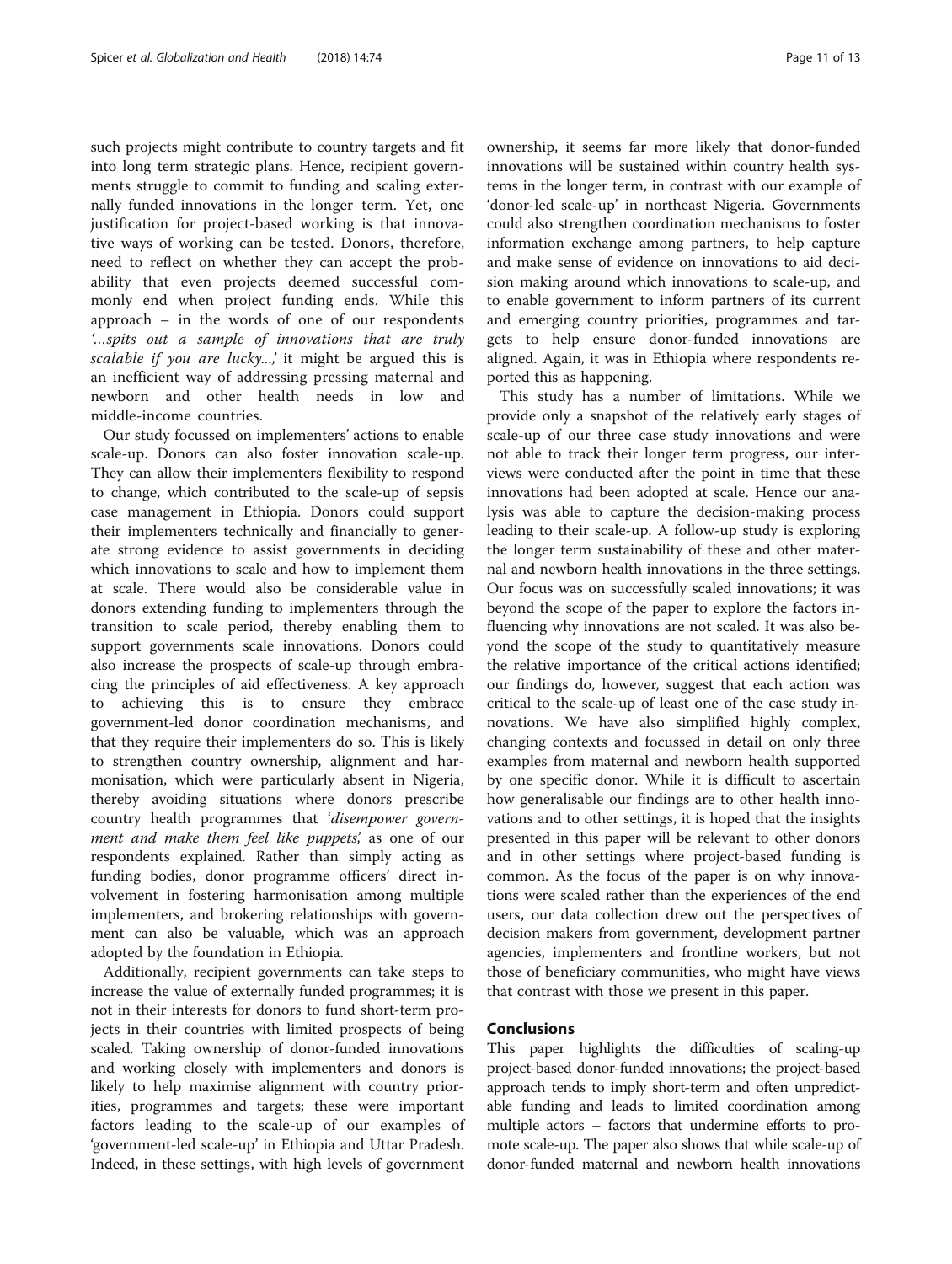such projects might contribute to country targets and fit into long term strategic plans. Hence, recipient governments struggle to commit to funding and scaling externally funded innovations in the longer term. Yet, one justification for project-based working is that innovative ways of working can be tested. Donors, therefore, need to reflect on whether they can accept the probability that even projects deemed successful commonly end when project funding ends. While this approach – in the words of one of our respondents '*…spits out a sample of innovations that are truly scalable if you are lucky…*,' it might be argued this is an inefficient way of addressing pressing maternal and newborn and other health needs in low and middle-income countries.

Our study focussed on implementers' actions to enable scale-up. Donors can also foster innovation scale-up. They can allow their implementers flexibility to respond to change, which contributed to the scale-up of sepsis case management in Ethiopia. Donors could support their implementers technically and financially to generate strong evidence to assist governments in deciding which innovations to scale and how to implement them at scale. There would also be considerable value in donors extending funding to implementers through the transition to scale period, thereby enabling them to support governments scale innovations. Donors could also increase the prospects of scale-up through embracing the principles of aid effectiveness. A key approach to achieving this is to ensure they embrace government-led donor coordination mechanisms, and that they require their implementers do so. This is likely to strengthen country ownership, alignment and harmonisation, which were particularly absent in Nigeria, thereby avoiding situations where donors prescribe country health programmes that '*disempower government and make them feel like puppets*,' as one of our respondents explained. Rather than simply acting as funding bodies, donor programme officers' direct involvement in fostering harmonisation among multiple implementers, and brokering relationships with government can also be valuable, which was an approach adopted by the foundation in Ethiopia.

Additionally, recipient governments can take steps to increase the value of externally funded programmes; it is not in their interests for donors to fund short-term projects in their countries with limited prospects of being scaled. Taking ownership of donor-funded innovations and working closely with implementers and donors is likely to help maximise alignment with country priorities, programmes and targets; these were important factors leading to the scale-up of our examples of 'government-led scale-up' in Ethiopia and Uttar Pradesh. Indeed, in these settings, with high levels of government ownership, it seems far more likely that donor-funded innovations will be sustained within country health systems in the longer term, in contrast with our example of 'donor-led scale-up' in northeast Nigeria. Governments could also strengthen coordination mechanisms to foster information exchange among partners, to help capture and make sense of evidence on innovations to aid decision making around which innovations to scale-up, and to enable government to inform partners of its current and emerging country priorities, programmes and targets to help ensure donor-funded innovations are aligned. Again, it was in Ethiopia where respondents reported this as happening.

This study has a number of limitations. While we provide only a snapshot of the relatively early stages of scale-up of our three case study innovations and were not able to track their longer term progress, our interviews were conducted after the point in time that these innovations had been adopted at scale. Hence our analysis was able to capture the decision-making process leading to their scale-up. A follow-up study is exploring the longer term sustainability of these and other maternal and newborn health innovations in the three settings. Our focus was on successfully scaled innovations; it was beyond the scope of the paper to explore the factors influencing why innovations are not scaled. It was also beyond the scope of the study to quantitatively measure the relative importance of the critical actions identified; our findings do, however, suggest that each action was critical to the scale-up of least one of the case study innovations. We have also simplified highly complex, changing contexts and focussed in detail on only three examples from maternal and newborn health supported by one specific donor. While it is difficult to ascertain how generalisable our findings are to other health innovations and to other settings, it is hoped that the insights presented in this paper will be relevant to other donors and in other settings where project-based funding is common. As the focus of the paper is on why innovations were scaled rather than the experiences of the end users, our data collection drew out the perspectives of decision makers from government, development partner agencies, implementers and frontline workers, but not those of beneficiary communities, who might have views that contrast with those we present in this paper.

## Conclusions

This paper highlights the difficulties of scaling-up project-based donor-funded innovations; the project-based approach tends to imply short-term and often unpredictable funding and leads to limited coordination among multiple actors – factors that undermine efforts to promote scale-up. The paper also shows that while scale-up of donor-funded maternal and newborn health innovations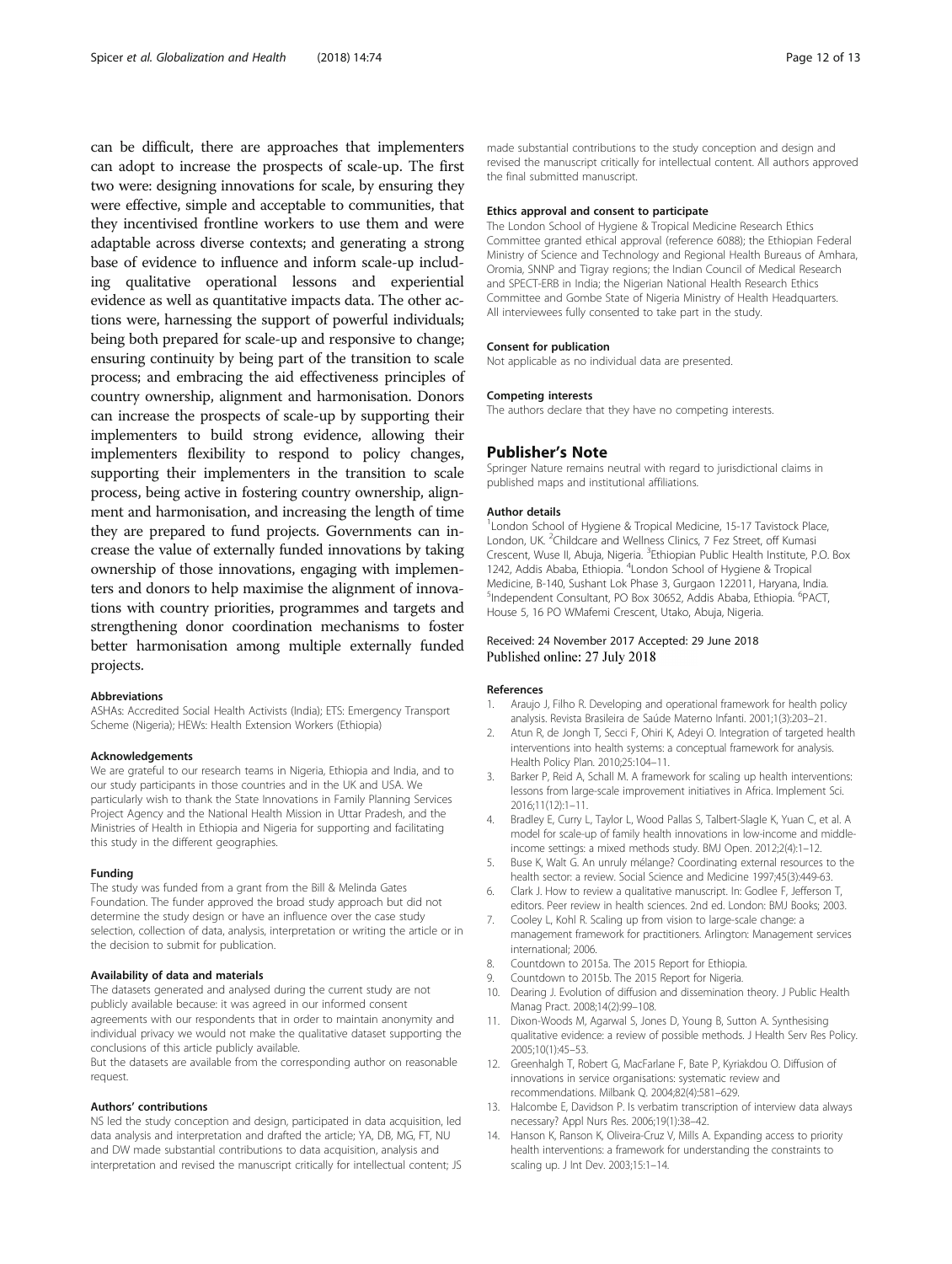can be difficult, there are approaches that implementers can adopt to increase the prospects of scale-up. The first two were: designing innovations for scale, by ensuring they were effective, simple and acceptable to communities, that they incentivised frontline workers to use them and were adaptable across diverse contexts; and generating a strong base of evidence to influence and inform scale-up including qualitative operational lessons and experiential evidence as well as quantitative impacts data. The other actions were, harnessing the support of powerful individuals; being both prepared for scale-up and responsive to change; ensuring continuity by being part of the transition to scale process; and embracing the aid effectiveness principles of country ownership, alignment and harmonisation. Donors can increase the prospects of scale-up by supporting their implementers to build strong evidence, allowing their implementers flexibility to respond to policy changes, supporting their implementers in the transition to scale process, being active in fostering country ownership, alignment and harmonisation, and increasing the length of time they are prepared to fund projects. Governments can increase the value of externally funded innovations by taking ownership of those innovations, engaging with implementers and donors to help maximise the alignment of innovations with country priorities, programmes and targets and strengthening donor coordination mechanisms to foster better harmonisation among multiple externally funded projects.

#### Abbreviations

ASHAs: Accredited Social Health Activists (India); ETS: Emergency Transport Scheme (Nigeria); HEWs: Health Extension Workers (Ethiopia)

#### Acknowledgements

We are grateful to our research teams in Nigeria, Ethiopia and India, and to our study participants in those countries and in the UK and USA. We particularly wish to thank the State Innovations in Family Planning Services Project Agency and the National Health Mission in Uttar Pradesh, and the Ministries of Health in Ethiopia and Nigeria for supporting and facilitating this study in the different geographies.

#### Funding

The study was funded from a grant from the Bill & Melinda Gates Foundation. The funder approved the broad study approach but did not determine the study design or have an influence over the case study selection, collection of data, analysis, interpretation or writing the article or in the decision to submit for publication.

#### Availability of data and materials

The datasets generated and analysed during the current study are not publicly available because: it was agreed in our informed consent agreements with our respondents that in order to maintain anonymity and individual privacy we would not make the qualitative dataset supporting the conclusions of this article publicly available.
But the datasets are available from the corresponding author on reasonable request.

#### Authors' contributions

NS led the study conception and design, participated in data acquisition, led data analysis and interpretation and drafted the article; YA, DB, MG, FT, NU and DW made substantial contributions to data acquisition, analysis and interpretation and revised the manuscript critically for intellectual content; JS made substantial contributions to the study conception and design and revised the manuscript critically for intellectual content. All authors approved the final submitted manuscript.

#### Ethics approval and consent to participate

The London School of Hygiene & Tropical Medicine Research Ethics Committee granted ethical approval (reference 6088); the Ethiopian Federal Ministry of Science and Technology and Regional Health Bureaus of Amhara, Oromia, SNNP and Tigray regions; the Indian Council of Medical Research and SPECT-ERB in India; the Nigerian National Health Research Ethics Committee and Gombe State of Nigeria Ministry of Health Headquarters. All interviewees fully consented to take part in the study.

#### Consent for publication

Not applicable as no individual data are presented.

#### Competing interests

The authors declare that they have no competing interests.

## Publisher's Note

Springer Nature remains neutral with regard to jurisdictional claims in published maps and institutional affiliations.

#### Author details

[1]London School of Hygiene & Tropical Medicine, 15-17 Tavistock Place, London, UK. [2]Childcare and Wellness Clinics, 7 Fez Street, off Kumasi Crescent, Wuse II, Abuja, Nigeria. [3]Ethiopian Public Health Institute, P.O. Box 1242, Addis Ababa, Ethiopia. [4]London School of Hygiene & Tropical Medicine, B-140, Sushant Lok Phase 3, Gurgaon 122011, Haryana, India. [5]Independent Consultant, PO Box 30652, Addis Ababa, Ethiopia. [6]PACT, House 5, 16 PO WMafemi Crescent, Utako, Abuja, Nigeria.

Received: 24 November 2017 Accepted: 29 June 2018
Published online: 27 July 2018

#### References

1. Araujo J, Filho R. Developing and operational framework for health policy analysis. Revista Brasileira de Saúde Materno Infanti. 2001;1(3):203–21.
2. Atun R, de Jongh T, Secci F, Ohiri K, Adeyi O. Integration of targeted health interventions into health systems: a conceptual framework for analysis. Health Policy Plan. 2010;25:104–11.
3. Barker P, Reid A, Schall M. A framework for scaling up health interventions: lessons from large-scale improvement initiatives in Africa. Implement Sci. 2016;11(12):1–11.
4. Bradley E, Curry L, Taylor L, Wood Pallas S, Talbert-Slagle K, Yuan C, et al. A model for scale-up of family health innovations in low-income and middle-income settings: a mixed methods study. BMJ Open. 2012;2(4):1–12.
5. Buse K, Walt G. An unruly mélange? Coordinating external resources to the health sector: a review. Social Science and Medicine 1997;45(3):449-63.
6. Clark J. How to review a qualitative manuscript. In: Godlee F, Jefferson T, editors. Peer review in health sciences. 2nd ed. London: BMJ Books; 2003.
7. Cooley L, Kohl R. Scaling up from vision to large-scale change: a management framework for practitioners. Arlington: Management services international; 2006.
8. Countdown to 2015a. The 2015 Report for Ethiopia.
9. Countdown to 2015b. The 2015 Report for Nigeria.
10. Dearing J. Evolution of diffusion and dissemination theory. J Public Health Manag Pract. 2008;14(2):99–108.
11. Dixon-Woods M, Agarwal S, Jones D, Young B, Sutton A. Synthesising qualitative evidence: a review of possible methods. J Health Serv Res Policy. 2005;10(1):45–53.
12. Greenhalgh T, Robert G, MacFarlane F, Bate P, Kyriakdou O. Diffusion of innovations in service organisations: systematic review and recommendations. Milbank Q. 2004;82(4):581–629.
13. Halcombe E, Davidson P. Is verbatim transcription of interview data always necessary? Appl Nurs Res. 2006;19(1):38–42.
14. Hanson K, Ranson K, Oliveira-Cruz V, Mills A. Expanding access to priority health interventions: a framework for understanding the constraints to scaling up. J Int Dev. 2003;15:1–14.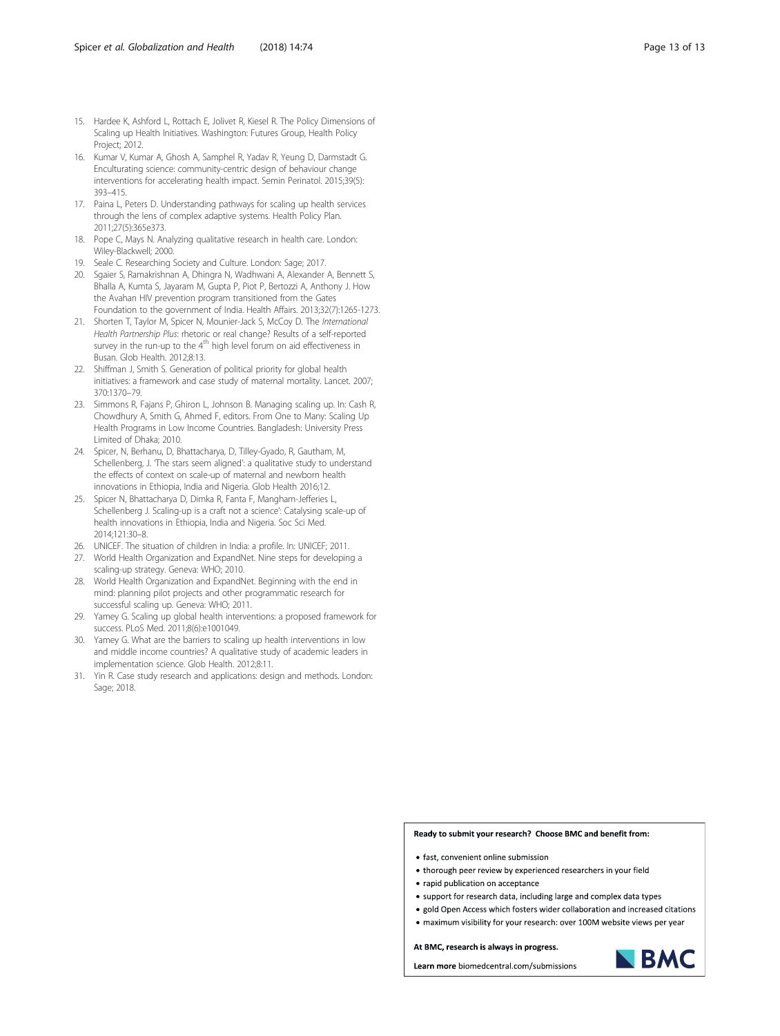15. Hardee K, Ashford L, Rottach E, Jolivet R, Kiesel R. The Policy Dimensions of Scaling up Health Initiatives. Washington: Futures Group, Health Policy Project; 2012.
16. Kumar V, Kumar A, Ghosh A, Samphel R, Yadav R, Yeung D, Darmstadt G. Enculturating science: community-centric design of behaviour change interventions for accelerating health impact. Semin Perinatol. 2015;39(5): 393–415.
17. Paina L, Peters D. Understanding pathways for scaling up health services through the lens of complex adaptive systems. Health Policy Plan. 2011;27(5):365e373.
18. Pope C, Mays N. Analyzing qualitative research in health care. London: Wiley-Blackwell; 2000.
19. Seale C. Researching Society and Culture. London: Sage; 2017.
20. Sgaier S, Ramakrishnan A, Dhingra N, Wadhwani A, Alexander A, Bennett S, Bhalla A, Kumta S, Jayaram M, Gupta P, Piot P, Bertozzi A, Anthony J. How the Avahan HIV prevention program transitioned from the Gates Foundation to the government of India. Health Affairs. 2013;32(7):1265-1273.
21. Shorten T, Taylor M, Spicer N, Mounier-Jack S, McCoy D. The *International Health Partnership Plus*: rhetoric or real change? Results of a self-reported survey in the run-up to the 4th high level forum on aid effectiveness in Busan. Glob Health. 2012;8:13.
22. Shiffman J, Smith S. Generation of political priority for global health initiatives: a framework and case study of maternal mortality. Lancet. 2007; 370:1370–79.
23. Simmons R, Fajans P, Ghiron L, Johnson B. Managing scaling up. In: Cash R, Chowdhury A, Smith G, Ahmed F, editors. From One to Many: Scaling Up Health Programs in Low Income Countries. Bangladesh: University Press Limited of Dhaka; 2010.
24. Spicer, N, Berhanu, D, Bhattacharya, D, Tilley-Gyado, R, Gautham, M, Schellenberg, J. 'The stars seem aligned': a qualitative study to understand the effects of context on scale-up of maternal and newborn health innovations in Ethiopia, India and Nigeria. Glob Health 2016;12.
25. Spicer N, Bhattacharya D, Dimka R, Fanta F, Mangham-Jefferies L, Schellenberg J. Scaling-up is a craft not a science': Catalysing scale-up of health innovations in Ethiopia, India and Nigeria. Soc Sci Med. 2014;121:30–8.
26. UNICEF. The situation of children in India: a profile. In: UNICEF; 2011.
27. World Health Organization and ExpandNet. Nine steps for developing a scaling-up strategy. Geneva: WHO; 2010.
28. World Health Organization and ExpandNet. Beginning with the end in mind: planning pilot projects and other programmatic research for successful scaling up. Geneva: WHO; 2011.
29. Yamey G. Scaling up global health interventions: a proposed framework for success. PLoS Med. 2011;8(6):e1001049.
30. Yamey G. What are the barriers to scaling up health interventions in low and middle income countries? A qualitative study of academic leaders in implementation science. Glob Health. 2012;8:11.
31. Yin R. Case study research and applications: design and methods. London: Sage; 2018.

**Ready to submit your research? Choose BMC and benefit from:**

- fast, convenient online submission
- thorough peer review by experienced researchers in your field
- rapid publication on acceptance
- support for research data, including large and complex data types
- gold Open Access which fosters wider collaboration and increased citations
- maximum visibility for your research: over 100M website views per year

**At BMC, research is always in progress.**

**Learn more** biomedcentral.com/submissions

BMC